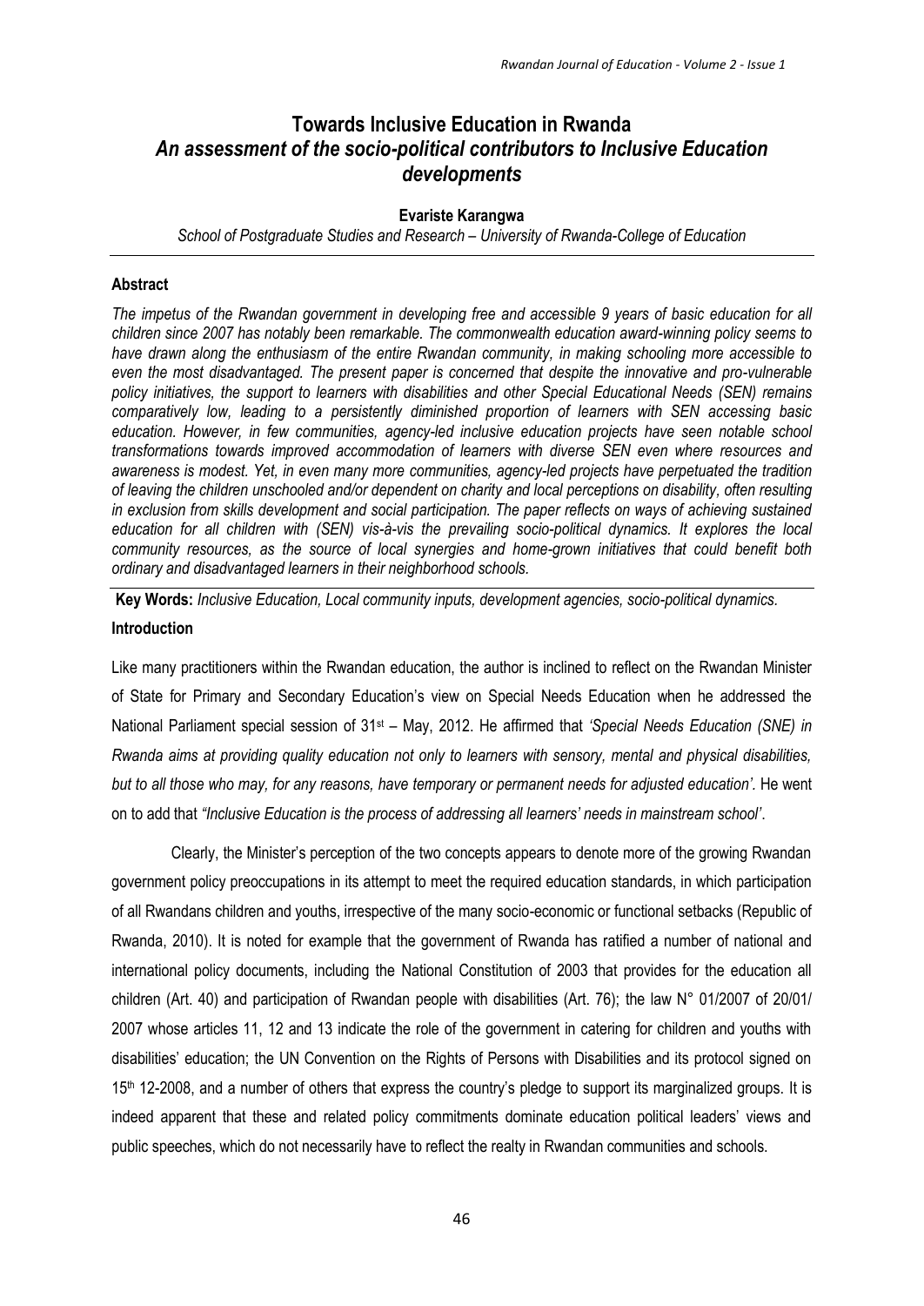# Towards Inclusive Education in Rwanda

## *An assessment of the socio-political contributors to Inclusive Education developments*

**Evariste Karangwa**

*School of Postgraduate Studies and Research – University of Rwanda-College of Education*

---

### Abstract

*The impetus of the Rwandan government in developing free and accessible 9 years of basic education for all children since 2007 has notably been remarkable. The commonwealth education award-winning policy seems to have drawn along the enthusiasm of the entire Rwandan community, in making schooling more accessible to even the most disadvantaged. The present paper is concerned that despite the innovative and pro-vulnerable policy initiatives, the support to learners with disabilities and other Special Educational Needs (SEN) remains comparatively low, leading to a persistently diminished proportion of learners with SEN accessing basic education. However, in few communities, agency-led inclusive education projects have seen notable school transformations towards improved accommodation of learners with diverse SEN even where resources and awareness is modest. Yet, in even many more communities, agency-led projects have perpetuated the tradition of leaving the children unschooled and/or dependent on charity and local perceptions on disability, often resulting in exclusion from skills development and social participation. The paper reflects on ways of achieving sustained education for all children with (SEN) vis-à-vis the prevailing socio-political dynamics. It explores the local community resources, as the source of local synergies and home-grown initiatives that could benefit both ordinary and disadvantaged learners in their neighborhood schools.*

---

**Key Words:** *Inclusive Education, Local community inputs, development agencies, socio-political dynamics.*

### Introduction

Like many practitioners within the Rwandan education, the author is inclined to reflect on the Rwandan Minister of State for Primary and Secondary Education's view on Special Needs Education when he addressed the National Parliament special session of 31st – May, 2012. He affirmed that *'Special Needs Education (SNE) in Rwanda aims at providing quality education not only to learners with sensory, mental and physical disabilities, but to all those who may, for any reasons, have temporary or permanent needs for adjusted education'*. He went on to add that *"Inclusive Education is the process of addressing all learners' needs in mainstream school'*.

Clearly, the Minister's perception of the two concepts appears to denote more of the growing Rwandan government policy preoccupations in its attempt to meet the required education standards, in which participation of all Rwandans children and youths, irrespective of the many socio-economic or functional setbacks (Republic of Rwanda, 2010). It is noted for example that the government of Rwanda has ratified a number of national and international policy documents, including the National Constitution of 2003 that provides for the education all children (Art. 40) and participation of Rwandan people with disabilities (Art. 76); the law N° 01/2007 of 20/01/ 2007 whose articles 11, 12 and 13 indicate the role of the government in catering for children and youths with disabilities' education; the UN Convention on the Rights of Persons with Disabilities and its protocol signed on 15th 12-2008, and a number of others that express the country's pledge to support its marginalized groups. It is indeed apparent that these and related policy commitments dominate education political leaders' views and public speeches, which do not necessarily have to reflect the realty in Rwandan communities and schools.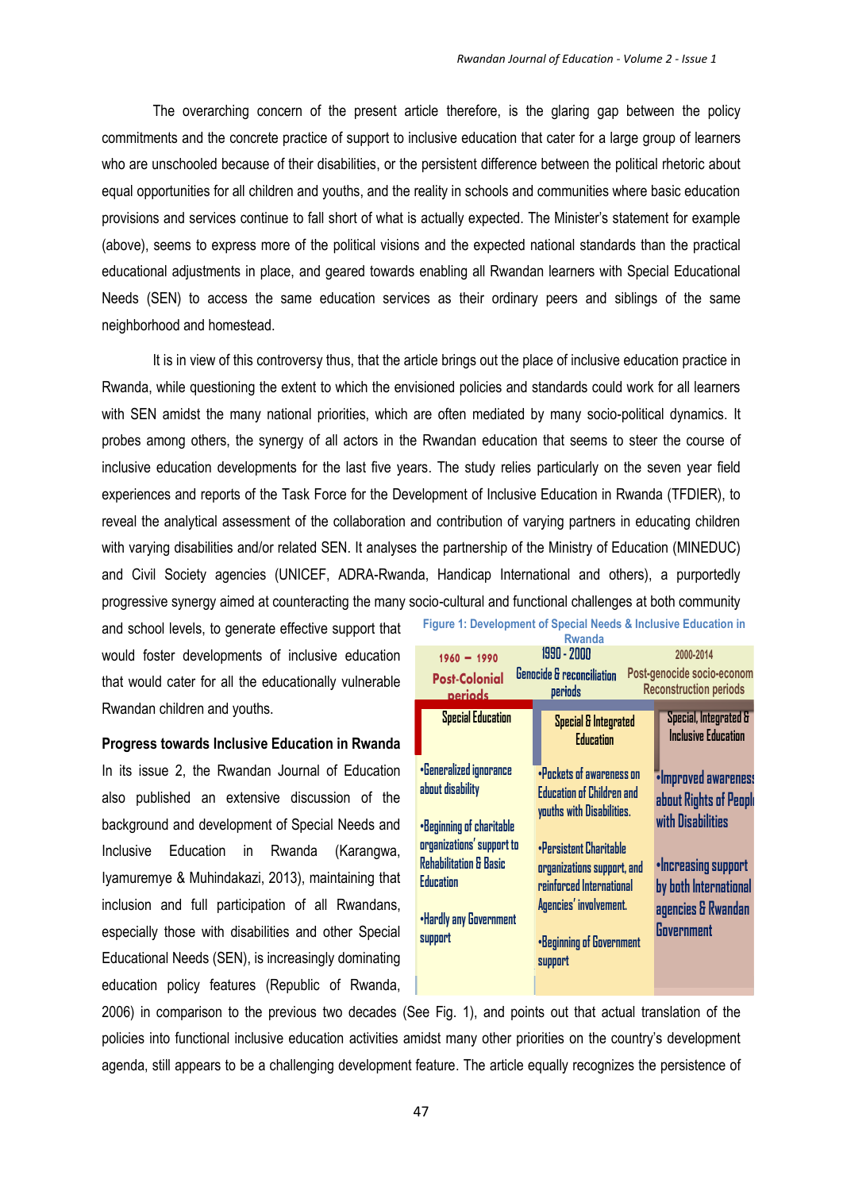The overarching concern of the present article therefore, is the glaring gap between the policy commitments and the concrete practice of support to inclusive education that cater for a large group of learners who are unschooled because of their disabilities, or the persistent difference between the political rhetoric about equal opportunities for all children and youths, and the reality in schools and communities where basic education provisions and services continue to fall short of what is actually expected. The Minister's statement for example (above), seems to express more of the political visions and the expected national standards than the practical educational adjustments in place, and geared towards enabling all Rwandan learners with Special Educational Needs (SEN) to access the same education services as their ordinary peers and siblings of the same neighborhood and homestead.

It is in view of this controversy thus, that the article brings out the place of inclusive education practice in Rwanda, while questioning the extent to which the envisioned policies and standards could work for all learners with SEN amidst the many national priorities, which are often mediated by many socio-political dynamics. It probes among others, the synergy of all actors in the Rwandan education that seems to steer the course of inclusive education developments for the last five years. The study relies particularly on the seven year field experiences and reports of the Task Force for the Development of Inclusive Education in Rwanda (TFDIER), to reveal the analytical assessment of the collaboration and contribution of varying partners in educating children with varying disabilities and/or related SEN. It analyses the partnership of the Ministry of Education (MINEDUC) and Civil Society agencies (UNICEF, ADRA-Rwanda, Handicap International and others), a purportedly progressive synergy aimed at counteracting the many socio-cultural and functional challenges at both community and school levels, to generate effective support that would foster developments of inclusive education that would cater for all the educationally vulnerable Rwandan children and youths.

**Figure 1: Development of Special Needs & Inclusive Education in Rwanda**

| 1960 – 1990 Post-Colonial periods | 1990 - 2000 Genocide & reconciliation periods | 2000-2014 Post-genocide socio-econom Reconstruction periods |
|---|---|---|
| Special Education | Special & Integrated Education | Special, Integrated & Inclusive Education |
| •Generalized ignorance about disability<br>•Beginning of charitable organizations' support to Rehabilitation & Basic Education<br>•Hardly any Government support | •Pockets of awareness on Education of Children and youths with Disabilities.<br>•Persistent Charitable organizations support, and reinforced International Agencies' involvement.<br>•Beginning of Government support | •Improved awareness about Rights of Peopl with Disabilities<br>•Increasing support by both International agencies & Rwandan Government |

## Progress towards Inclusive Education in Rwanda

In its issue 2, the Rwandan Journal of Education also published an extensive discussion of the background and development of Special Needs and Inclusive Education in Rwanda (Karangwa, Iyamuremye & Muhindakazi, 2013), maintaining that inclusion and full participation of all Rwandans, especially those with disabilities and other Special Educational Needs (SEN), is increasingly dominating education policy features (Republic of Rwanda, 2006) in comparison to the previous two decades (See Fig. 1), and points out that actual translation of the policies into functional inclusive education activities amidst many other priorities on the country's development agenda, still appears to be a challenging development feature. The article equally recognizes the persistence of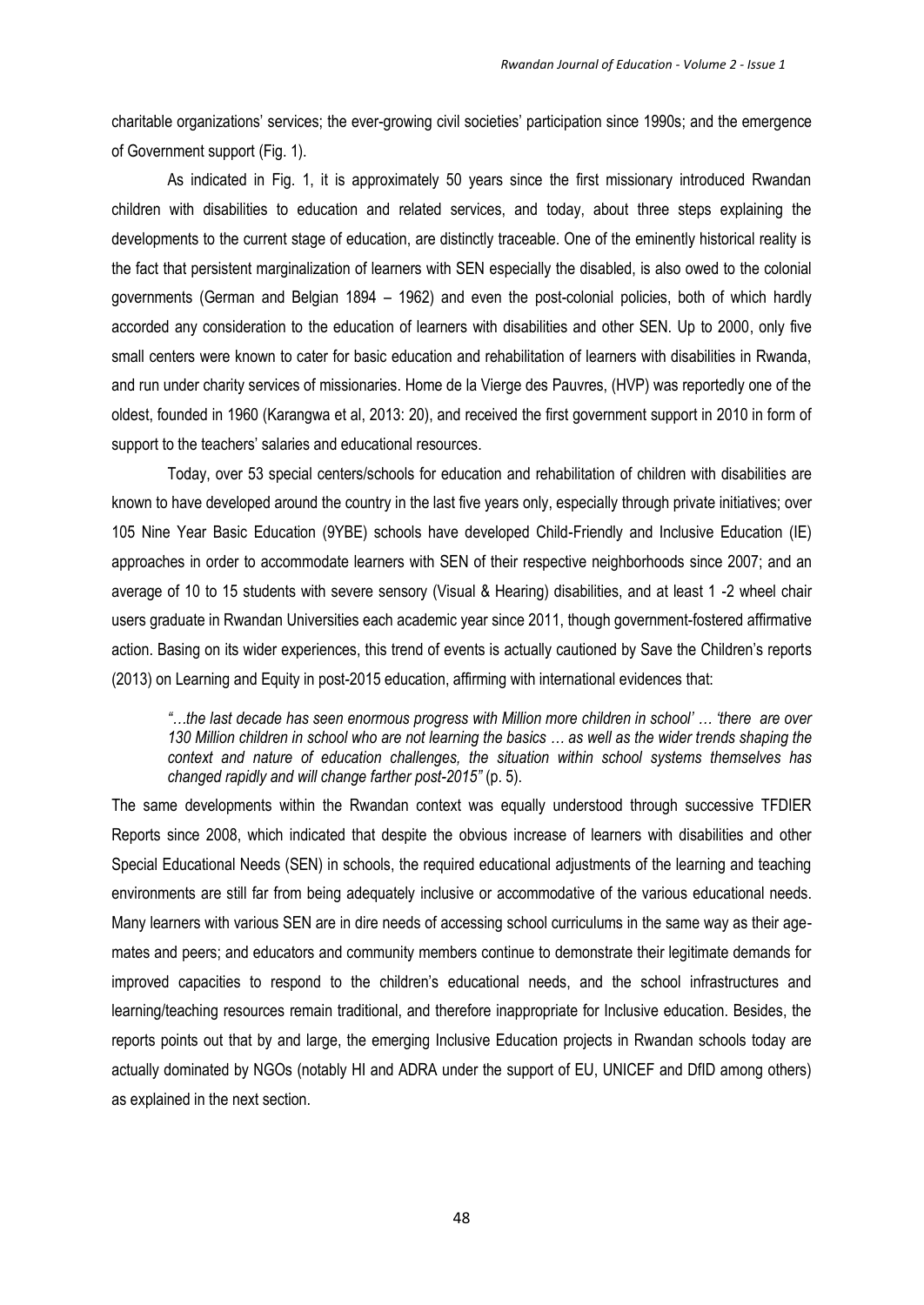charitable organizations' services; the ever-growing civil societies' participation since 1990s; and the emergence of Government support (Fig. 1).

As indicated in Fig. 1, it is approximately 50 years since the first missionary introduced Rwandan children with disabilities to education and related services, and today, about three steps explaining the developments to the current stage of education, are distinctly traceable. One of the eminently historical reality is the fact that persistent marginalization of learners with SEN especially the disabled, is also owed to the colonial governments (German and Belgian 1894 – 1962) and even the post-colonial policies, both of which hardly accorded any consideration to the education of learners with disabilities and other SEN. Up to 2000, only five small centers were known to cater for basic education and rehabilitation of learners with disabilities in Rwanda, and run under charity services of missionaries. Home de la Vierge des Pauvres, (HVP) was reportedly one of the oldest, founded in 1960 (Karangwa et al, 2013: 20), and received the first government support in 2010 in form of support to the teachers' salaries and educational resources.

Today, over 53 special centers/schools for education and rehabilitation of children with disabilities are known to have developed around the country in the last five years only, especially through private initiatives; over 105 Nine Year Basic Education (9YBE) schools have developed Child-Friendly and Inclusive Education (IE) approaches in order to accommodate learners with SEN of their respective neighborhoods since 2007; and an average of 10 to 15 students with severe sensory (Visual & Hearing) disabilities, and at least 1 -2 wheel chair users graduate in Rwandan Universities each academic year since 2011, though government-fostered affirmative action. Basing on its wider experiences, this trend of events is actually cautioned by Save the Children's reports (2013) on Learning and Equity in post-2015 education, affirming with international evidences that:

> *"…the last decade has seen enormous progress with Million more children in school' … 'there are over 130 Million children in school who are not learning the basics … as well as the wider trends shaping the context and nature of education challenges, the situation within school systems themselves has changed rapidly and will change farther post-2015"* (p. 5).

The same developments within the Rwandan context was equally understood through successive TFDIER Reports since 2008, which indicated that despite the obvious increase of learners with disabilities and other Special Educational Needs (SEN) in schools, the required educational adjustments of the learning and teaching environments are still far from being adequately inclusive or accommodative of the various educational needs. Many learners with various SEN are in dire needs of accessing school curriculums in the same way as their age-mates and peers; and educators and community members continue to demonstrate their legitimate demands for improved capacities to respond to the children's educational needs, and the school infrastructures and learning/teaching resources remain traditional, and therefore inappropriate for Inclusive education. Besides, the reports points out that by and large, the emerging Inclusive Education projects in Rwandan schools today are actually dominated by NGOs (notably HI and ADRA under the support of EU, UNICEF and DfID among others) as explained in the next section.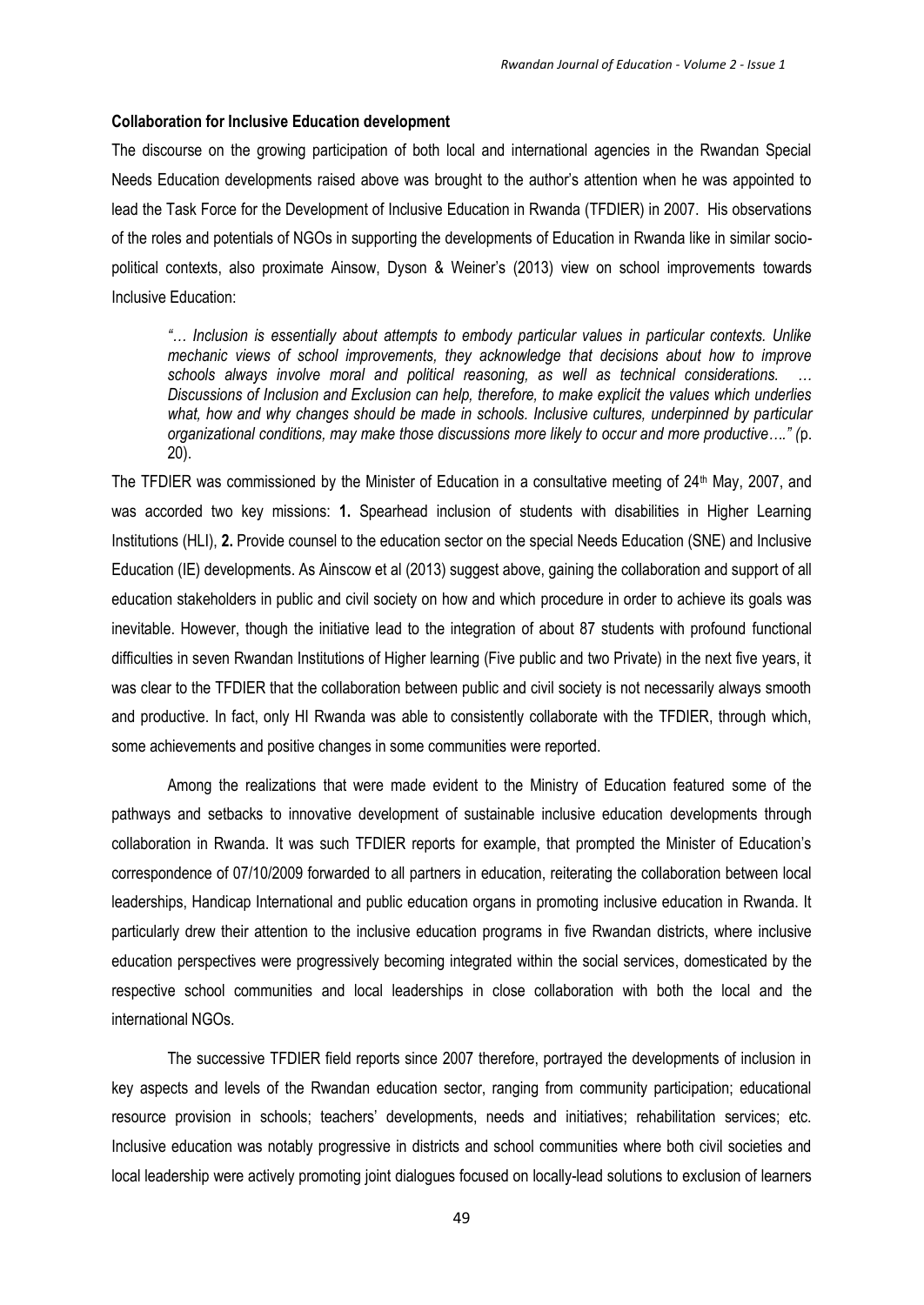**Collaboration for Inclusive Education development**

The discourse on the growing participation of both local and international agencies in the Rwandan Special Needs Education developments raised above was brought to the author's attention when he was appointed to lead the Task Force for the Development of Inclusive Education in Rwanda (TFDIER) in 2007. His observations of the roles and potentials of NGOs in supporting the developments of Education in Rwanda like in similar socio-political contexts, also proximate Ainsow, Dyson & Weiner's (2013) view on school improvements towards Inclusive Education:

> *"… Inclusion is essentially about attempts to embody particular values in particular contexts. Unlike mechanic views of school improvements, they acknowledge that decisions about how to improve schools always involve moral and political reasoning, as well as technical considerations. … Discussions of Inclusion and Exclusion can help, therefore, to make explicit the values which underlies what, how and why changes should be made in schools. Inclusive cultures, underpinned by particular organizational conditions, may make those discussions more likely to occur and more productive…." (*p. 20).

The TFDIER was commissioned by the Minister of Education in a consultative meeting of 24th May, 2007, and was accorded two key missions: **1.** Spearhead inclusion of students with disabilities in Higher Learning Institutions (HLI), **2.** Provide counsel to the education sector on the special Needs Education (SNE) and Inclusive Education (IE) developments. As Ainscow et al (2013) suggest above, gaining the collaboration and support of all education stakeholders in public and civil society on how and which procedure in order to achieve its goals was inevitable. However, though the initiative lead to the integration of about 87 students with profound functional difficulties in seven Rwandan Institutions of Higher learning (Five public and two Private) in the next five years, it was clear to the TFDIER that the collaboration between public and civil society is not necessarily always smooth and productive. In fact, only HI Rwanda was able to consistently collaborate with the TFDIER, through which, some achievements and positive changes in some communities were reported.

Among the realizations that were made evident to the Ministry of Education featured some of the pathways and setbacks to innovative development of sustainable inclusive education developments through collaboration in Rwanda. It was such TFDIER reports for example, that prompted the Minister of Education's correspondence of 07/10/2009 forwarded to all partners in education, reiterating the collaboration between local leaderships, Handicap International and public education organs in promoting inclusive education in Rwanda. It particularly drew their attention to the inclusive education programs in five Rwandan districts, where inclusive education perspectives were progressively becoming integrated within the social services, domesticated by the respective school communities and local leaderships in close collaboration with both the local and the international NGOs.

The successive TFDIER field reports since 2007 therefore, portrayed the developments of inclusion in key aspects and levels of the Rwandan education sector, ranging from community participation; educational resource provision in schools; teachers' developments, needs and initiatives; rehabilitation services; etc. Inclusive education was notably progressive in districts and school communities where both civil societies and local leadership were actively promoting joint dialogues focused on locally-lead solutions to exclusion of learners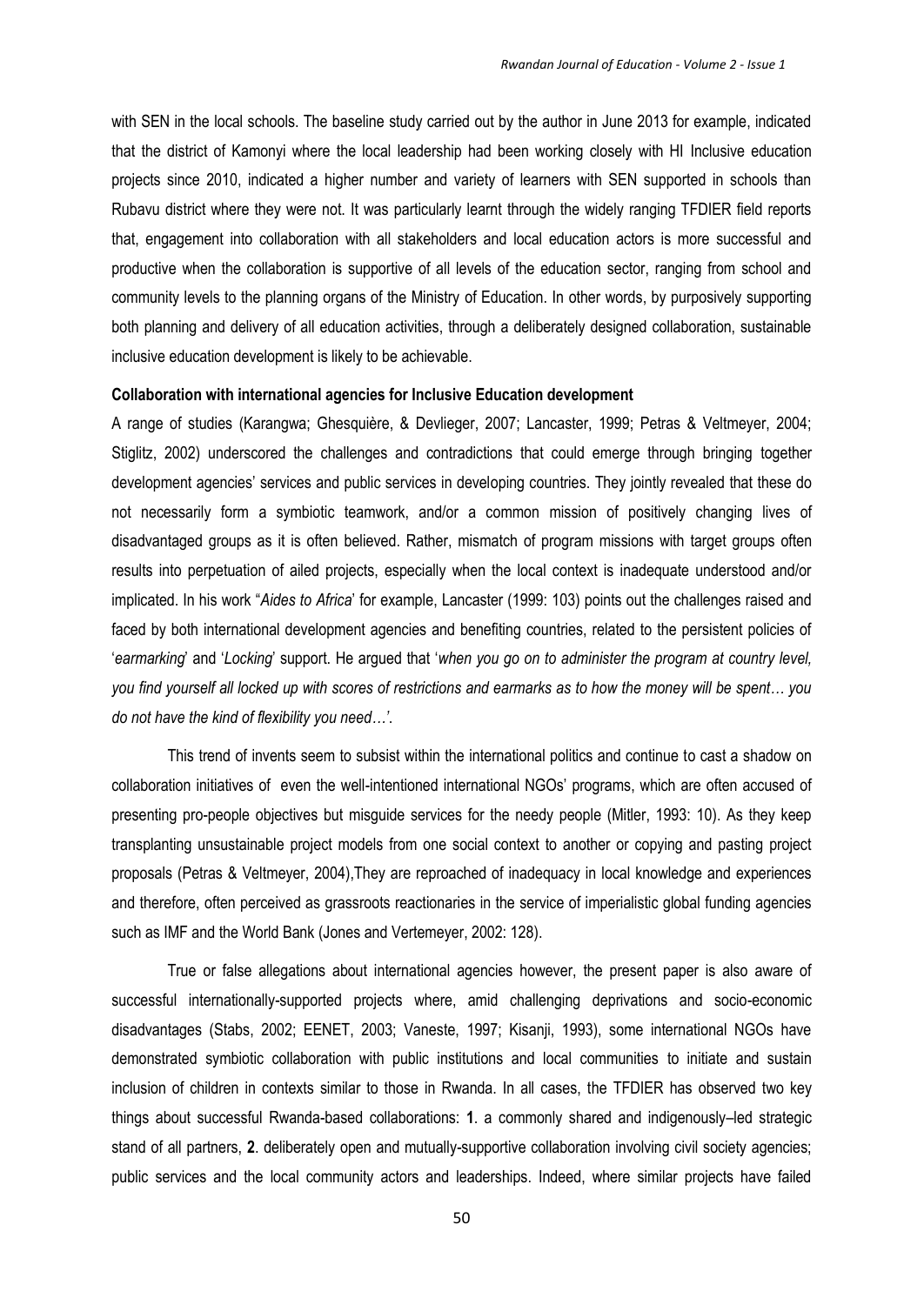with SEN in the local schools. The baseline study carried out by the author in June 2013 for example, indicated that the district of Kamonyi where the local leadership had been working closely with HI Inclusive education projects since 2010, indicated a higher number and variety of learners with SEN supported in schools than Rubavu district where they were not. It was particularly learnt through the widely ranging TFDIER field reports that, engagement into collaboration with all stakeholders and local education actors is more successful and productive when the collaboration is supportive of all levels of the education sector, ranging from school and community levels to the planning organs of the Ministry of Education. In other words, by purposively supporting both planning and delivery of all education activities, through a deliberately designed collaboration, sustainable inclusive education development is likely to be achievable.

**Collaboration with international agencies for Inclusive Education development**

A range of studies (Karangwa; Ghesquière, & Devlieger, 2007; Lancaster, 1999; Petras & Veltmeyer, 2004; Stiglitz, 2002) underscored the challenges and contradictions that could emerge through bringing together development agencies' services and public services in developing countries. They jointly revealed that these do not necessarily form a symbiotic teamwork, and/or a common mission of positively changing lives of disadvantaged groups as it is often believed. Rather, mismatch of program missions with target groups often results into perpetuation of ailed projects, especially when the local context is inadequate understood and/or implicated. In his work "*Aides to Africa*' for example, Lancaster (1999: 103) points out the challenges raised and faced by both international development agencies and benefiting countries, related to the persistent policies of '*earmarking*' and '*Locking*' support. He argued that '*when you go on to administer the program at country level, you find yourself all locked up with scores of restrictions and earmarks as to how the money will be spent… you do not have the kind of flexibility you need…'*.

This trend of invents seem to subsist within the international politics and continue to cast a shadow on collaboration initiatives of even the well-intentioned international NGOs' programs, which are often accused of presenting pro-people objectives but misguide services for the needy people (Mitler, 1993: 10). As they keep transplanting unsustainable project models from one social context to another or copying and pasting project proposals (Petras & Veltmeyer, 2004),They are reproached of inadequacy in local knowledge and experiences and therefore, often perceived as grassroots reactionaries in the service of imperialistic global funding agencies such as IMF and the World Bank (Jones and Vertemeyer, 2002: 128).

True or false allegations about international agencies however, the present paper is also aware of successful internationally-supported projects where, amid challenging deprivations and socio-economic disadvantages (Stabs, 2002; EENET, 2003; Vaneste, 1997; Kisanji, 1993), some international NGOs have demonstrated symbiotic collaboration with public institutions and local communities to initiate and sustain inclusion of children in contexts similar to those in Rwanda. In all cases, the TFDIER has observed two key things about successful Rwanda-based collaborations: **1**. a commonly shared and indigenously–led strategic stand of all partners, **2**. deliberately open and mutually-supportive collaboration involving civil society agencies; public services and the local community actors and leaderships. Indeed, where similar projects have failed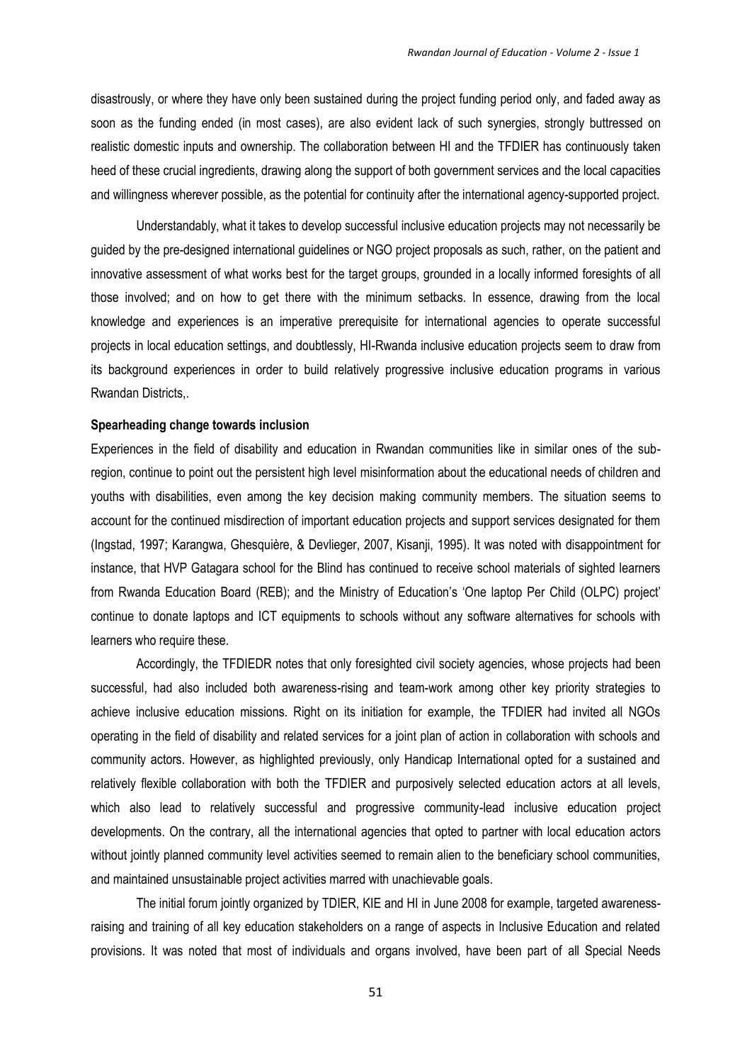disastrously, or where they have only been sustained during the project funding period only, and faded away as soon as the funding ended (in most cases), are also evident lack of such synergies, strongly buttressed on realistic domestic inputs and ownership. The collaboration between HI and the TFDIER has continuously taken heed of these crucial ingredients, drawing along the support of both government services and the local capacities and willingness wherever possible, as the potential for continuity after the international agency-supported project.

Understandably, what it takes to develop successful inclusive education projects may not necessarily be guided by the pre-designed international guidelines or NGO project proposals as such, rather, on the patient and innovative assessment of what works best for the target groups, grounded in a locally informed foresights of all those involved; and on how to get there with the minimum setbacks. In essence, drawing from the local knowledge and experiences is an imperative prerequisite for international agencies to operate successful projects in local education settings, and doubtlessly, HI-Rwanda inclusive education projects seem to draw from its background experiences in order to build relatively progressive inclusive education programs in various Rwandan Districts,.

**Spearheading change towards inclusion**

Experiences in the field of disability and education in Rwandan communities like in similar ones of the sub-region, continue to point out the persistent high level misinformation about the educational needs of children and youths with disabilities, even among the key decision making community members. The situation seems to account for the continued misdirection of important education projects and support services designated for them (Ingstad, 1997; Karangwa, Ghesquière, & Devlieger, 2007, Kisanji, 1995). It was noted with disappointment for instance, that HVP Gatagara school for the Blind has continued to receive school materials of sighted learners from Rwanda Education Board (REB); and the Ministry of Education's 'One laptop Per Child (OLPC) project' continue to donate laptops and ICT equipments to schools without any software alternatives for schools with learners who require these.

Accordingly, the TFDIEDR notes that only foresighted civil society agencies, whose projects had been successful, had also included both awareness-rising and team-work among other key priority strategies to achieve inclusive education missions. Right on its initiation for example, the TFDIER had invited all NGOs operating in the field of disability and related services for a joint plan of action in collaboration with schools and community actors. However, as highlighted previously, only Handicap International opted for a sustained and relatively flexible collaboration with both the TFDIER and purposively selected education actors at all levels, which also lead to relatively successful and progressive community-lead inclusive education project developments. On the contrary, all the international agencies that opted to partner with local education actors without jointly planned community level activities seemed to remain alien to the beneficiary school communities, and maintained unsustainable project activities marred with unachievable goals.

The initial forum jointly organized by TDIER, KIE and HI in June 2008 for example, targeted awareness-raising and training of all key education stakeholders on a range of aspects in Inclusive Education and related provisions. It was noted that most of individuals and organs involved, have been part of all Special Needs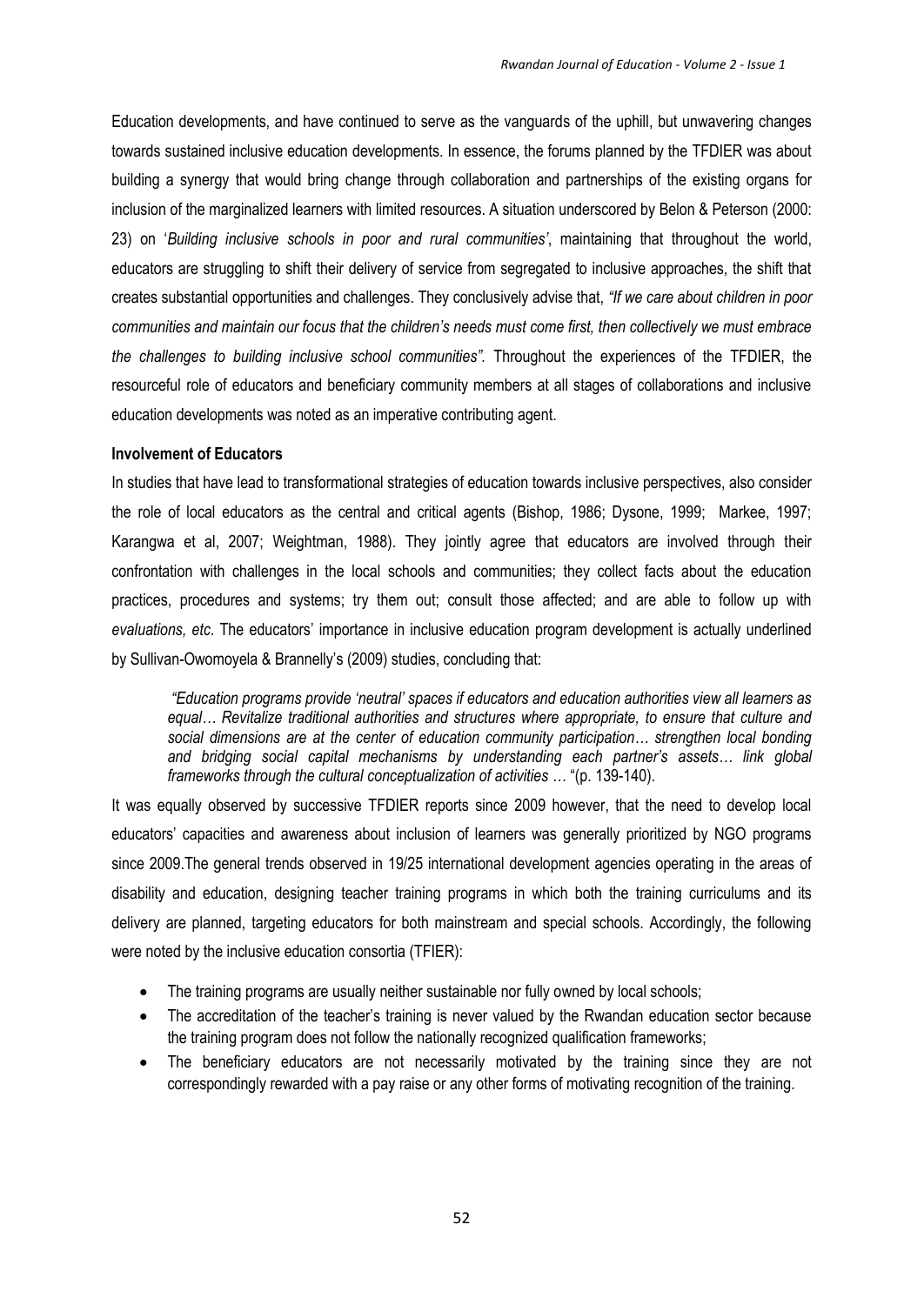Education developments, and have continued to serve as the vanguards of the uphill, but unwavering changes towards sustained inclusive education developments. In essence, the forums planned by the TFDIER was about building a synergy that would bring change through collaboration and partnerships of the existing organs for inclusion of the marginalized learners with limited resources. A situation underscored by Belon & Peterson (2000: 23) on '*Building inclusive schools in poor and rural communities'*, maintaining that throughout the world, educators are struggling to shift their delivery of service from segregated to inclusive approaches, the shift that creates substantial opportunities and challenges. They conclusively advise that, *"If we care about children in poor communities and maintain our focus that the children's needs must come first, then collectively we must embrace the challenges to building inclusive school communities".* Throughout the experiences of the TFDIER, the resourceful role of educators and beneficiary community members at all stages of collaborations and inclusive education developments was noted as an imperative contributing agent.

**Involvement of Educators**

In studies that have lead to transformational strategies of education towards inclusive perspectives, also consider the role of local educators as the central and critical agents (Bishop, 1986; Dysone, 1999; Markee, 1997; Karangwa et al, 2007; Weightman, 1988). They jointly agree that educators are involved through their confrontation with challenges in the local schools and communities; they collect facts about the education practices, procedures and systems; try them out; consult those affected; and are able to follow up with *evaluations, etc*. The educators' importance in inclusive education program development is actually underlined by Sullivan-Owomoyela & Brannelly's (2009) studies, concluding that:

> *"Education programs provide 'neutral' spaces if educators and education authorities view all learners as equal… Revitalize traditional authorities and structures where appropriate, to ensure that culture and social dimensions are at the center of education community participation… strengthen local bonding and bridging social capital mechanisms by understanding each partner's assets… link global frameworks through the cultural conceptualization of activities …* "(p. 139-140).

It was equally observed by successive TFDIER reports since 2009 however, that the need to develop local educators' capacities and awareness about inclusion of learners was generally prioritized by NGO programs since 2009.The general trends observed in 19/25 international development agencies operating in the areas of disability and education, designing teacher training programs in which both the training curriculums and its delivery are planned, targeting educators for both mainstream and special schools. Accordingly, the following were noted by the inclusive education consortia (TFIER):

- The training programs are usually neither sustainable nor fully owned by local schools;
- The accreditation of the teacher's training is never valued by the Rwandan education sector because the training program does not follow the nationally recognized qualification frameworks;
- The beneficiary educators are not necessarily motivated by the training since they are not correspondingly rewarded with a pay raise or any other forms of motivating recognition of the training.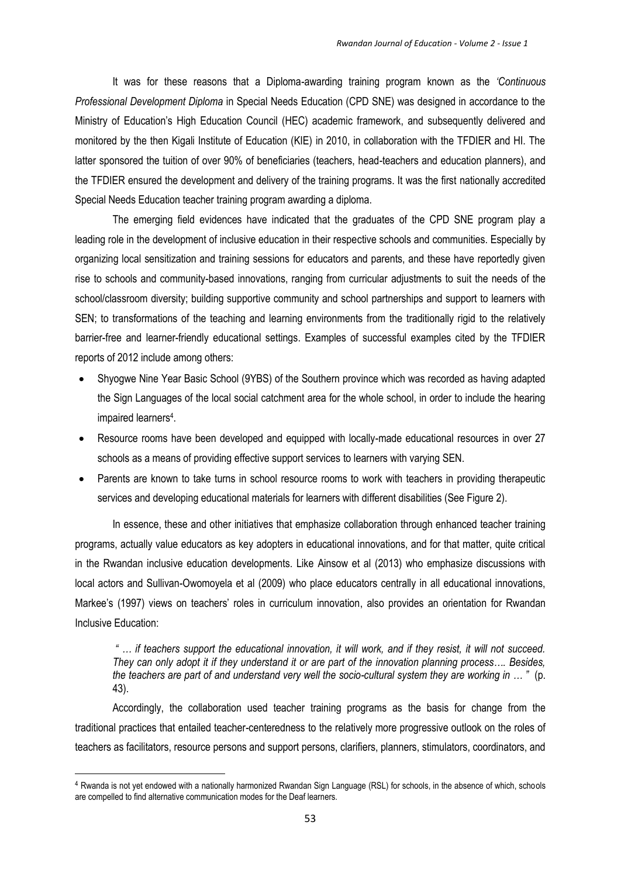It was for these reasons that a Diploma-awarding training program known as the *'Continuous Professional Development Diploma* in Special Needs Education (CPD SNE) was designed in accordance to the Ministry of Education's High Education Council (HEC) academic framework, and subsequently delivered and monitored by the then Kigali Institute of Education (KIE) in 2010, in collaboration with the TFDIER and HI. The latter sponsored the tuition of over 90% of beneficiaries (teachers, head-teachers and education planners), and the TFDIER ensured the development and delivery of the training programs. It was the first nationally accredited Special Needs Education teacher training program awarding a diploma.

The emerging field evidences have indicated that the graduates of the CPD SNE program play a leading role in the development of inclusive education in their respective schools and communities. Especially by organizing local sensitization and training sessions for educators and parents, and these have reportedly given rise to schools and community-based innovations, ranging from curricular adjustments to suit the needs of the school/classroom diversity; building supportive community and school partnerships and support to learners with SEN; to transformations of the teaching and learning environments from the traditionally rigid to the relatively barrier-free and learner-friendly educational settings. Examples of successful examples cited by the TFDIER reports of 2012 include among others:

- Shyogwe Nine Year Basic School (9YBS) of the Southern province which was recorded as having adapted the Sign Languages of the local social catchment area for the whole school, in order to include the hearing impaired learners[4].
- Resource rooms have been developed and equipped with locally-made educational resources in over 27 schools as a means of providing effective support services to learners with varying SEN.
- Parents are known to take turns in school resource rooms to work with teachers in providing therapeutic services and developing educational materials for learners with different disabilities (See Figure 2).

In essence, these and other initiatives that emphasize collaboration through enhanced teacher training programs, actually value educators as key adopters in educational innovations, and for that matter, quite critical in the Rwandan inclusive education developments. Like Ainsow et al (2013) who emphasize discussions with local actors and Sullivan-Owomoyela et al (2009) who place educators centrally in all educational innovations, Markee's (1997) views on teachers' roles in curriculum innovation, also provides an orientation for Rwandan Inclusive Education:

> *" … if teachers support the educational innovation, it will work, and if they resist, it will not succeed. They can only adopt it if they understand it or are part of the innovation planning process…. Besides, the teachers are part of and understand very well the socio-cultural system they are working in … "* (p. 43).

Accordingly, the collaboration used teacher training programs as the basis for change from the traditional practices that entailed teacher-centeredness to the relatively more progressive outlook on the roles of teachers as facilitators, resource persons and support persons, clarifiers, planners, stimulators, coordinators, and

---

[4] Rwanda is not yet endowed with a nationally harmonized Rwandan Sign Language (RSL) for schools, in the absence of which, schools are compelled to find alternative communication modes for the Deaf learners.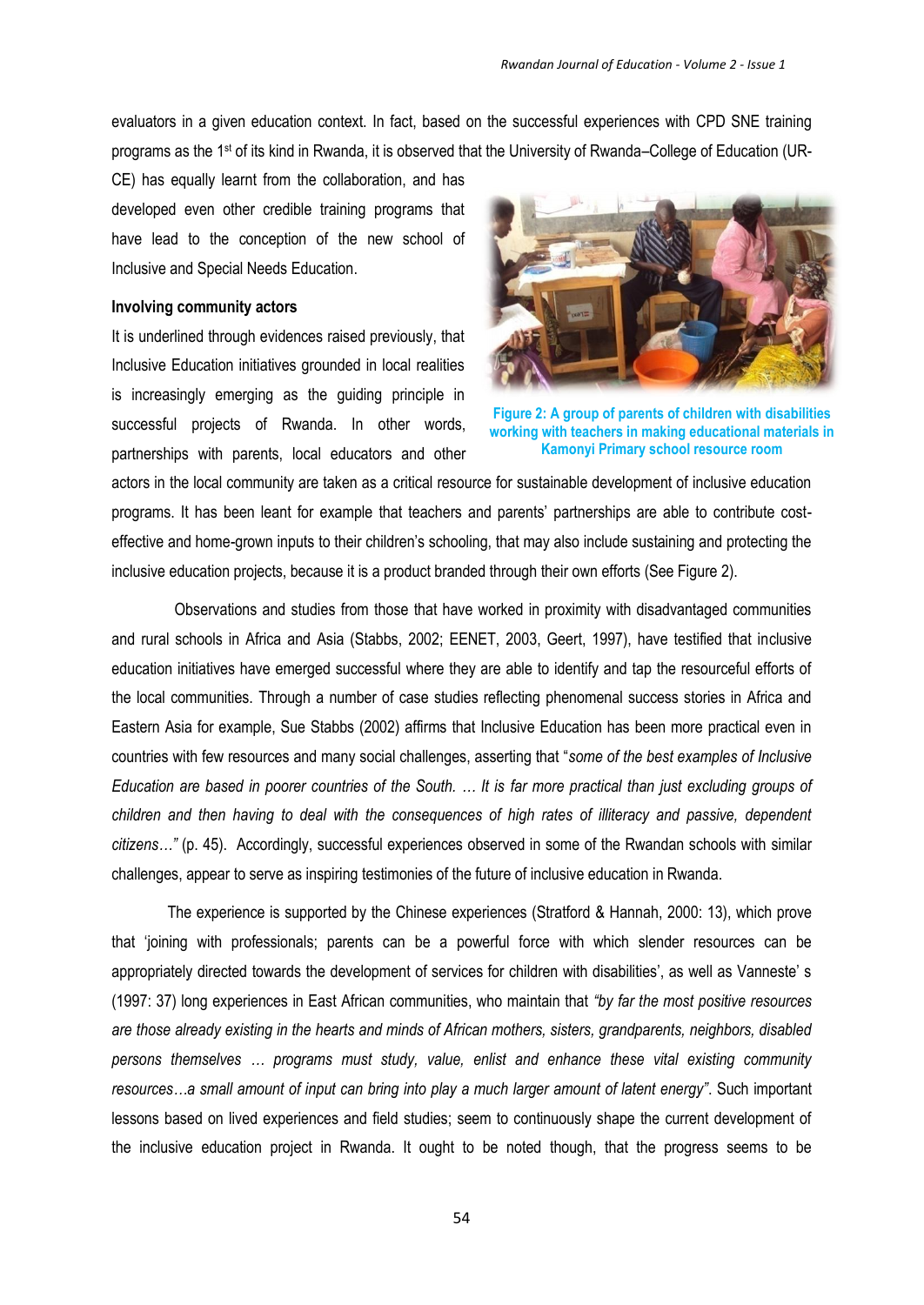evaluators in a given education context. In fact, based on the successful experiences with CPD SNE training programs as the 1st of its kind in Rwanda, it is observed that the University of Rwanda–College of Education (UR-CE) has equally learnt from the collaboration, and has developed even other credible training programs that have lead to the conception of the new school of Inclusive and Special Needs Education.

**Involving community actors**

It is underlined through evidences raised previously, that Inclusive Education initiatives grounded in local realities is increasingly emerging as the guiding principle in successful projects of Rwanda. In other words, partnerships with parents, local educators and other actors in the local community are taken as a critical resource for sustainable development of inclusive education programs. It has been leant for example that teachers and parents' partnerships are able to contribute cost-effective and home-grown inputs to their children's schooling, that may also include sustaining and protecting the inclusive education projects, because it is a product branded through their own efforts (See Figure 2).

**Figure 2: A group of parents of children with disabilities working with teachers in making educational materials in Kamonyi Primary school resource room**

Observations and studies from those that have worked in proximity with disadvantaged communities and rural schools in Africa and Asia (Stabbs, 2002; EENET, 2003, Geert, 1997), have testified that inclusive education initiatives have emerged successful where they are able to identify and tap the resourceful efforts of the local communities. Through a number of case studies reflecting phenomenal success stories in Africa and Eastern Asia for example, Sue Stabbs (2002) affirms that Inclusive Education has been more practical even in countries with few resources and many social challenges, asserting that "*some of the best examples of Inclusive Education are based in poorer countries of the South. … It is far more practical than just excluding groups of children and then having to deal with the consequences of high rates of illiteracy and passive, dependent citizens…"* (p. 45). Accordingly, successful experiences observed in some of the Rwandan schools with similar challenges, appear to serve as inspiring testimonies of the future of inclusive education in Rwanda.

The experience is supported by the Chinese experiences (Stratford & Hannah, 2000: 13), which prove that 'joining with professionals; parents can be a powerful force with which slender resources can be appropriately directed towards the development of services for children with disabilities', as well as Vanneste' s (1997: 37) long experiences in East African communities, who maintain that *"by far the most positive resources are those already existing in the hearts and minds of African mothers, sisters, grandparents, neighbors, disabled persons themselves … programs must study, value, enlist and enhance these vital existing community resources…a small amount of input can bring into play a much larger amount of latent energy"*. Such important lessons based on lived experiences and field studies; seem to continuously shape the current development of the inclusive education project in Rwanda. It ought to be noted though, that the progress seems to be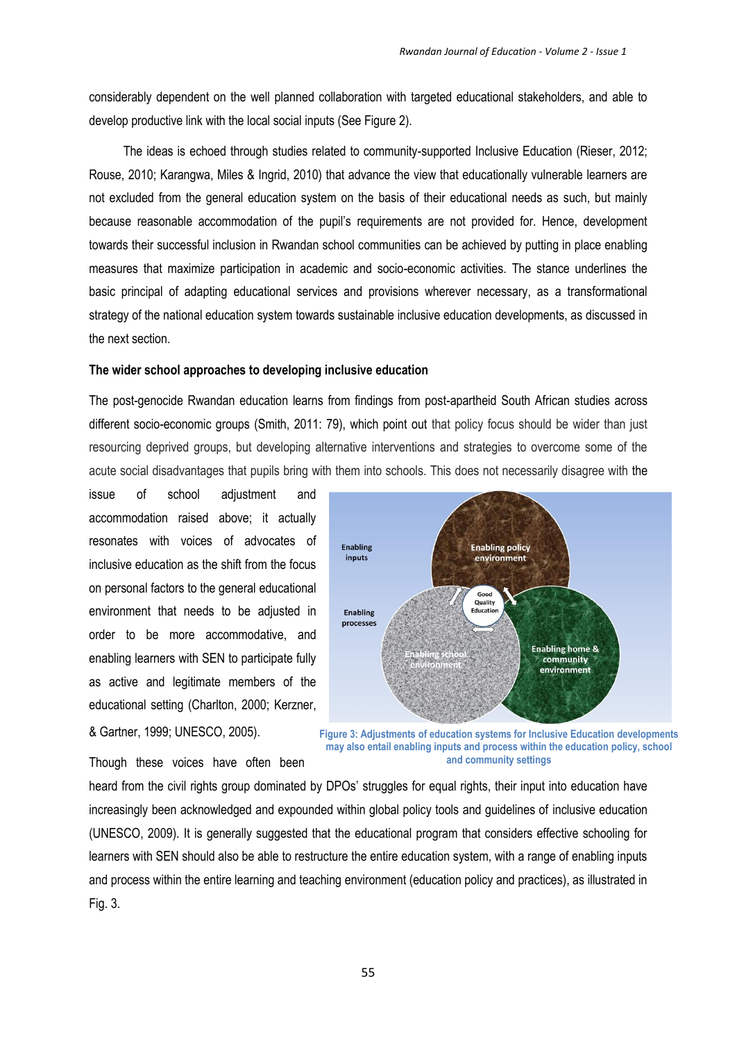considerably dependent on the well planned collaboration with targeted educational stakeholders, and able to develop productive link with the local social inputs (See Figure 2).

The ideas is echoed through studies related to community-supported Inclusive Education (Rieser, 2012; Rouse, 2010; Karangwa, Miles & Ingrid, 2010) that advance the view that educationally vulnerable learners are not excluded from the general education system on the basis of their educational needs as such, but mainly because reasonable accommodation of the pupil's requirements are not provided for. Hence, development towards their successful inclusion in Rwandan school communities can be achieved by putting in place enabling measures that maximize participation in academic and socio-economic activities. The stance underlines the basic principal of adapting educational services and provisions wherever necessary, as a transformational strategy of the national education system towards sustainable inclusive education developments, as discussed in the next section.

**The wider school approaches to developing inclusive education**

The post-genocide Rwandan education learns from findings from post-apartheid South African studies across different socio-economic groups (Smith, 2011: 79), which point out that policy focus should be wider than just resourcing deprived groups, but developing alternative interventions and strategies to overcome some of the acute social disadvantages that pupils bring with them into schools. This does not necessarily disagree with the issue of school adjustment and accommodation raised above; it actually resonates with voices of advocates of inclusive education as the shift from the focus on personal factors to the general educational environment that needs to be adjusted in order to be more accommodative, and enabling learners with SEN to participate fully as active and legitimate members of the educational setting (Charlton, 2000; Kerzner, & Gartner, 1999; UNESCO, 2005).

Enabling inputs

Enabling processes

Enabling policy environment

Good Quality Education

Enabling school environment

Enabling home & community environment

Figure 3: Adjustments of education systems for Inclusive Education developments may also entail enabling inputs and process within the education policy, school and community settings

Though these voices have often been heard from the civil rights group dominated by DPOs' struggles for equal rights, their input into education have increasingly been acknowledged and expounded within global policy tools and guidelines of inclusive education (UNESCO, 2009). It is generally suggested that the educational program that considers effective schooling for learners with SEN should also be able to restructure the entire education system, with a range of enabling inputs and process within the entire learning and teaching environment (education policy and practices), as illustrated in Fig. 3.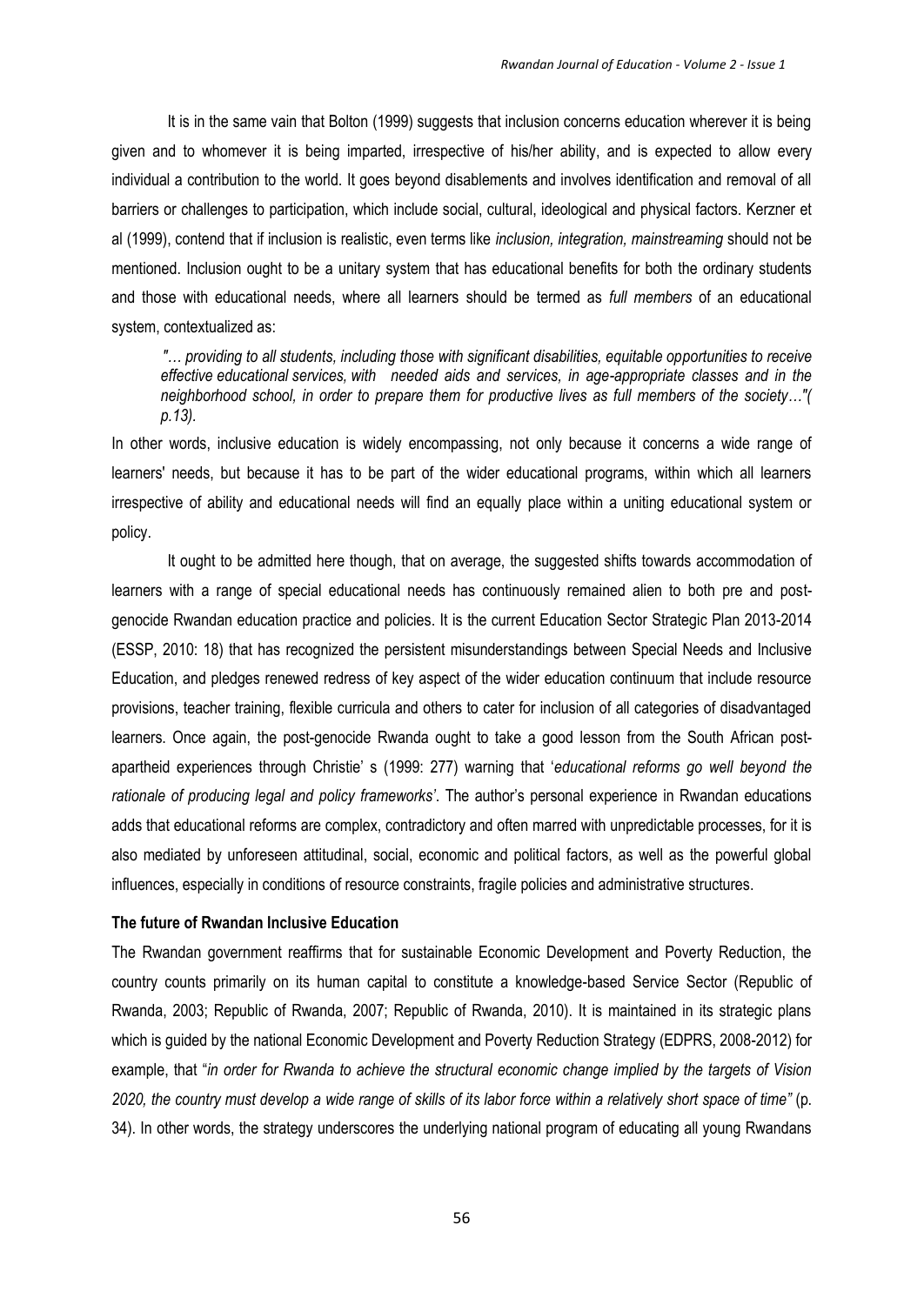It is in the same vain that Bolton (1999) suggests that inclusion concerns education wherever it is being given and to whomever it is being imparted, irrespective of his/her ability, and is expected to allow every individual a contribution to the world. It goes beyond disablements and involves identification and removal of all barriers or challenges to participation, which include social, cultural, ideological and physical factors. Kerzner et al (1999), contend that if inclusion is realistic, even terms like *inclusion, integration, mainstreaming* should not be mentioned. Inclusion ought to be a unitary system that has educational benefits for both the ordinary students and those with educational needs, where all learners should be termed as *full members* of an educational system, contextualized as:

> *"… providing to all students, including those with significant disabilities, equitable opportunities to receive effective educational services, with needed aids and services, in age-appropriate classes and in the neighborhood school, in order to prepare them for productive lives as full members of the society…"( p.13).*

In other words, inclusive education is widely encompassing, not only because it concerns a wide range of learners' needs, but because it has to be part of the wider educational programs, within which all learners irrespective of ability and educational needs will find an equally place within a uniting educational system or policy.

It ought to be admitted here though, that on average, the suggested shifts towards accommodation of learners with a range of special educational needs has continuously remained alien to both pre and post-genocide Rwandan education practice and policies. It is the current Education Sector Strategic Plan 2013-2014 (ESSP, 2010: 18) that has recognized the persistent misunderstandings between Special Needs and Inclusive Education, and pledges renewed redress of key aspect of the wider education continuum that include resource provisions, teacher training, flexible curricula and others to cater for inclusion of all categories of disadvantaged learners. Once again, the post-genocide Rwanda ought to take a good lesson from the South African post-apartheid experiences through Christie' s (1999: 277) warning that '*educational reforms go well beyond the rationale of producing legal and policy frameworks'*. The author's personal experience in Rwandan educations adds that educational reforms are complex, contradictory and often marred with unpredictable processes, for it is also mediated by unforeseen attitudinal, social, economic and political factors, as well as the powerful global influences, especially in conditions of resource constraints, fragile policies and administrative structures.

**The future of Rwandan Inclusive Education**

The Rwandan government reaffirms that for sustainable Economic Development and Poverty Reduction, the country counts primarily on its human capital to constitute a knowledge-based Service Sector (Republic of Rwanda, 2003; Republic of Rwanda, 2007; Republic of Rwanda, 2010). It is maintained in its strategic plans which is guided by the national Economic Development and Poverty Reduction Strategy (EDPRS, 2008-2012) for example, that "*in order for Rwanda to achieve the structural economic change implied by the targets of Vision 2020, the country must develop a wide range of skills of its labor force within a relatively short space of time"* (p. 34). In other words, the strategy underscores the underlying national program of educating all young Rwandans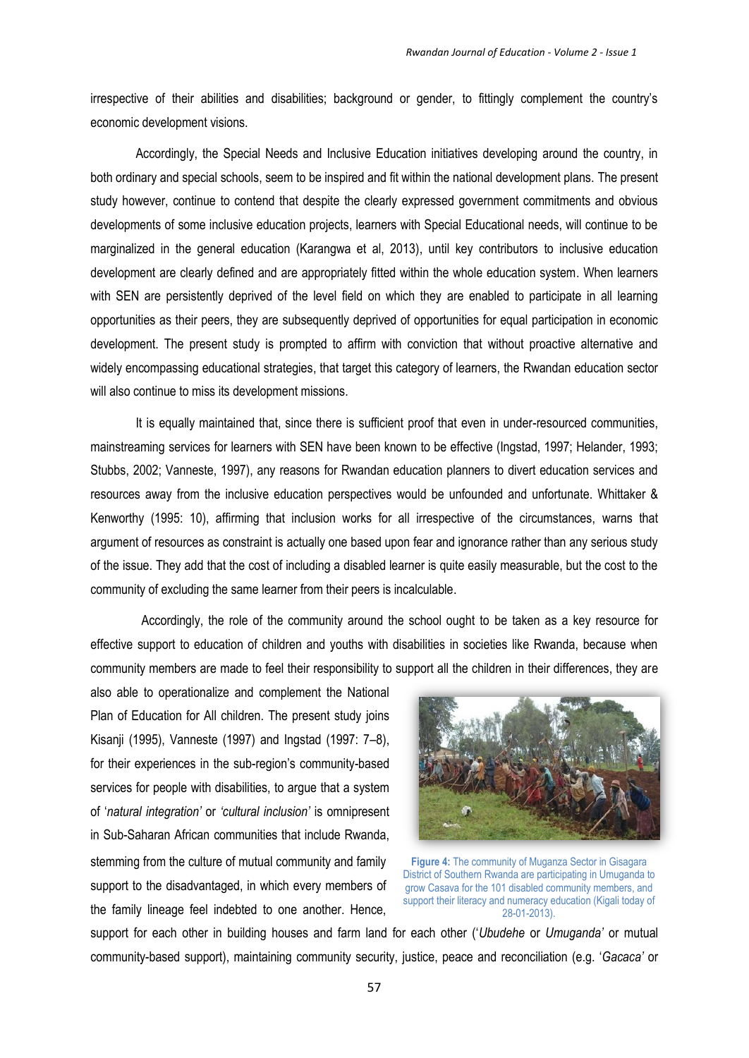irrespective of their abilities and disabilities; background or gender, to fittingly complement the country's economic development visions.

Accordingly, the Special Needs and Inclusive Education initiatives developing around the country, in both ordinary and special schools, seem to be inspired and fit within the national development plans. The present study however, continue to contend that despite the clearly expressed government commitments and obvious developments of some inclusive education projects, learners with Special Educational needs, will continue to be marginalized in the general education (Karangwa et al, 2013), until key contributors to inclusive education development are clearly defined and are appropriately fitted within the whole education system. When learners with SEN are persistently deprived of the level field on which they are enabled to participate in all learning opportunities as their peers, they are subsequently deprived of opportunities for equal participation in economic development. The present study is prompted to affirm with conviction that without proactive alternative and widely encompassing educational strategies, that target this category of learners, the Rwandan education sector will also continue to miss its development missions.

It is equally maintained that, since there is sufficient proof that even in under-resourced communities, mainstreaming services for learners with SEN have been known to be effective (Ingstad, 1997; Helander, 1993; Stubbs, 2002; Vanneste, 1997), any reasons for Rwandan education planners to divert education services and resources away from the inclusive education perspectives would be unfounded and unfortunate. Whittaker & Kenworthy (1995: 10), affirming that inclusion works for all irrespective of the circumstances, warns that argument of resources as constraint is actually one based upon fear and ignorance rather than any serious study of the issue. They add that the cost of including a disabled learner is quite easily measurable, but the cost to the community of excluding the same learner from their peers is incalculable.

Accordingly, the role of the community around the school ought to be taken as a key resource for effective support to education of children and youths with disabilities in societies like Rwanda, because when community members are made to feel their responsibility to support all the children in their differences, they are also able to operationalize and complement the National Plan of Education for All children. The present study joins Kisanji (1995), Vanneste (1997) and Ingstad (1997: 7–8), for their experiences in the sub-region's community-based services for people with disabilities, to argue that a system of '*natural integration'* or *'cultural inclusion'* is omnipresent in Sub-Saharan African communities that include Rwanda, stemming from the culture of mutual community and family support to the disadvantaged, in which every members of the family lineage feel indebted to one another. Hence, support for each other in building houses and farm land for each other ('*Ubudehe* or *Umuganda'* or mutual community-based support), maintaining community security, justice, peace and reconciliation (e.g. '*Gacaca'* or

**Figure 4:** The community of Muganza Sector in Gisagara District of Southern Rwanda are participating in Umuganda to grow Casava for the 101 disabled community members, and support their literacy and numeracy education (Kigali today of 28-01-2013).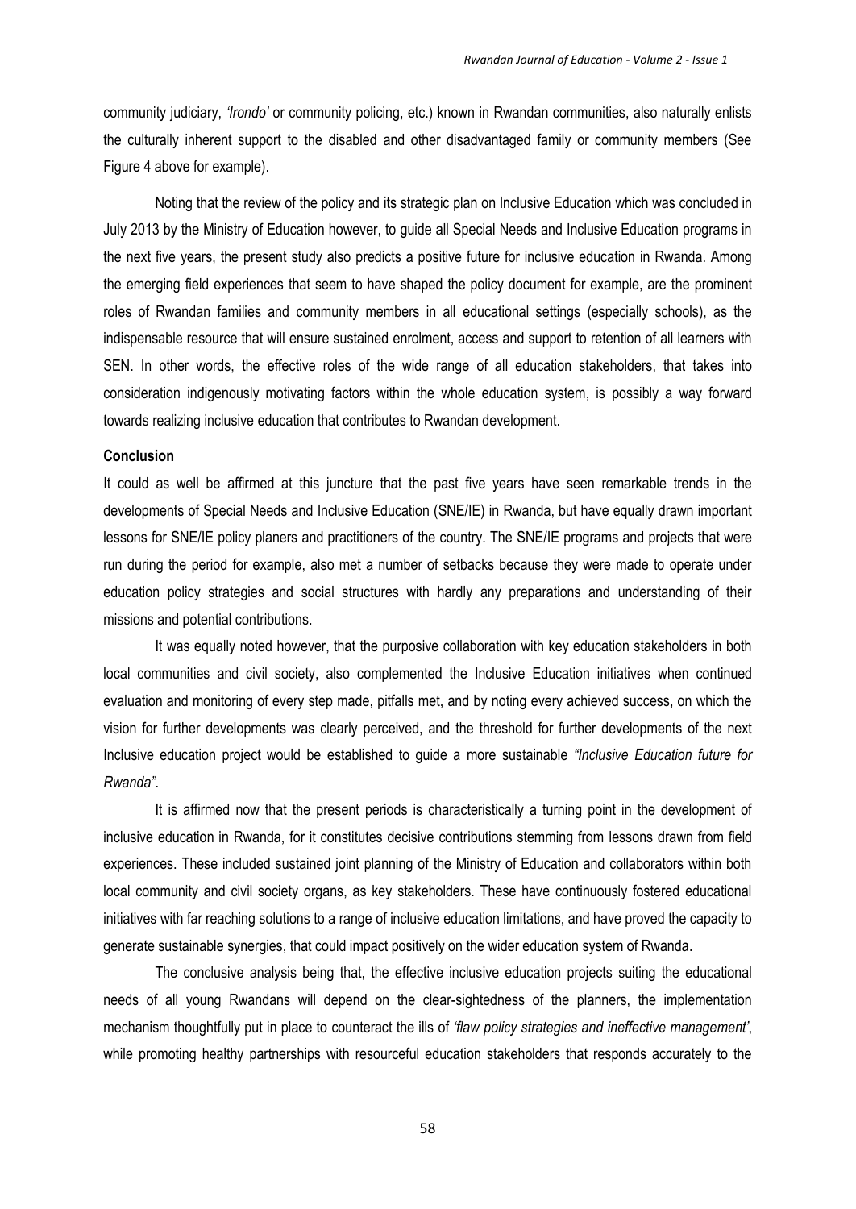community judiciary, *'Irondo'* or community policing, etc.) known in Rwandan communities, also naturally enlists the culturally inherent support to the disabled and other disadvantaged family or community members (See Figure 4 above for example).

Noting that the review of the policy and its strategic plan on Inclusive Education which was concluded in July 2013 by the Ministry of Education however, to guide all Special Needs and Inclusive Education programs in the next five years, the present study also predicts a positive future for inclusive education in Rwanda. Among the emerging field experiences that seem to have shaped the policy document for example, are the prominent roles of Rwandan families and community members in all educational settings (especially schools), as the indispensable resource that will ensure sustained enrolment, access and support to retention of all learners with SEN. In other words, the effective roles of the wide range of all education stakeholders, that takes into consideration indigenously motivating factors within the whole education system, is possibly a way forward towards realizing inclusive education that contributes to Rwandan development.

**Conclusion**

It could as well be affirmed at this juncture that the past five years have seen remarkable trends in the developments of Special Needs and Inclusive Education (SNE/IE) in Rwanda, but have equally drawn important lessons for SNE/IE policy planers and practitioners of the country. The SNE/IE programs and projects that were run during the period for example, also met a number of setbacks because they were made to operate under education policy strategies and social structures with hardly any preparations and understanding of their missions and potential contributions.

It was equally noted however, that the purposive collaboration with key education stakeholders in both local communities and civil society, also complemented the Inclusive Education initiatives when continued evaluation and monitoring of every step made, pitfalls met, and by noting every achieved success, on which the vision for further developments was clearly perceived, and the threshold for further developments of the next Inclusive education project would be established to guide a more sustainable *"Inclusive Education future for Rwanda"*.

It is affirmed now that the present periods is characteristically a turning point in the development of inclusive education in Rwanda, for it constitutes decisive contributions stemming from lessons drawn from field experiences. These included sustained joint planning of the Ministry of Education and collaborators within both local community and civil society organs, as key stakeholders. These have continuously fostered educational initiatives with far reaching solutions to a range of inclusive education limitations, and have proved the capacity to generate sustainable synergies, that could impact positively on the wider education system of Rwanda**.**

The conclusive analysis being that, the effective inclusive education projects suiting the educational needs of all young Rwandans will depend on the clear-sightedness of the planners, the implementation mechanism thoughtfully put in place to counteract the ills of *'flaw policy strategies and ineffective management'*, while promoting healthy partnerships with resourceful education stakeholders that responds accurately to the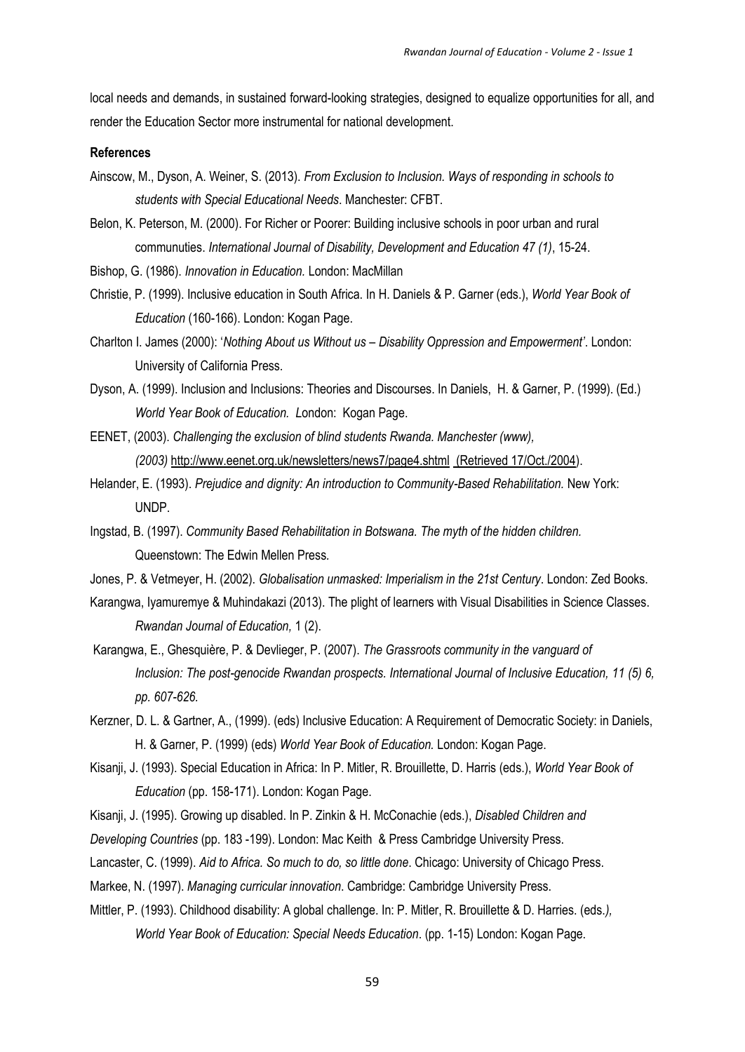local needs and demands, in sustained forward-looking strategies, designed to equalize opportunities for all, and render the Education Sector more instrumental for national development.

**References**

Ainscow, M., Dyson, A. Weiner, S. (2013). *From Exclusion to Inclusion. Ways of responding in schools to students with Special Educational Needs*. Manchester: CFBT.

Belon, K. Peterson, M. (2000). For Richer or Poorer: Building inclusive schools in poor urban and rural communuties. *International Journal of Disability, Development and Education 47 (1)*, 15-24.

Bishop, G. (1986). *Innovation in Education.* London: MacMillan

Christie, P. (1999). Inclusive education in South Africa. In H. Daniels & P. Garner (eds.), *World Year Book of Education* (160-166). London: Kogan Page.

Charlton I. James (2000): '*Nothing About us Without us – Disability Oppression and Empowerment'*. London: University of California Press.

Dyson, A. (1999). Inclusion and Inclusions: Theories and Discourses. In Daniels, H. & Garner, P. (1999). (Ed.) *World Year Book of Education. L*ondon: Kogan Page.

EENET, (2003). *Challenging the exclusion of blind students Rwanda. Manchester (www), (2003)* http://www.eenet.org.uk/newsletters/news7/page4.shtml (Retrieved 17/Oct./2004).

Helander, E. (1993). *Prejudice and dignity: An introduction to Community-Based Rehabilitation.* New York: UNDP.

Ingstad, B. (1997). *Community Based Rehabilitation in Botswana. The myth of the hidden children.* Queenstown: The Edwin Mellen Press.

Jones, P. & Vetmeyer, H. (2002). *Globalisation unmasked: Imperialism in the 21st Century*. London: Zed Books.

Karangwa, Iyamuremye & Muhindakazi (2013). The plight of learners with Visual Disabilities in Science Classes. *Rwandan Journal of Education,* 1 (2).

Karangwa, E., Ghesquière, P. & Devlieger, P. (2007). *The Grassroots community in the vanguard of Inclusion: The post-genocide Rwandan prospects. International Journal of Inclusive Education, 11 (5) 6, pp. 607-626.*

Kerzner, D. L. & Gartner, A., (1999). (eds) Inclusive Education: A Requirement of Democratic Society: in Daniels, H. & Garner, P. (1999) (eds) *World Year Book of Education.* London: Kogan Page.

Kisanji, J. (1993). Special Education in Africa: In P. Mitler, R. Brouillette, D. Harris (eds.), *World Year Book of Education* (pp. 158-171). London: Kogan Page.

Kisanji, J. (1995). Growing up disabled. In P. Zinkin & H. McConachie (eds.), *Disabled Children and Developing Countries* (pp. 183 -199). London: Mac Keith & Press Cambridge University Press.

Lancaster, C. (1999). *Aid to Africa. So much to do, so little done*. Chicago: University of Chicago Press.

Markee, N. (1997). *Managing curricular innovation*. Cambridge: Cambridge University Press.

Mittler, P. (1993). Childhood disability: A global challenge. In: P. Mitler, R. Brouillette & D. Harries. (eds.*),* *World Year Book of Education: Special Needs Education*. (pp. 1-15) London: Kogan Page.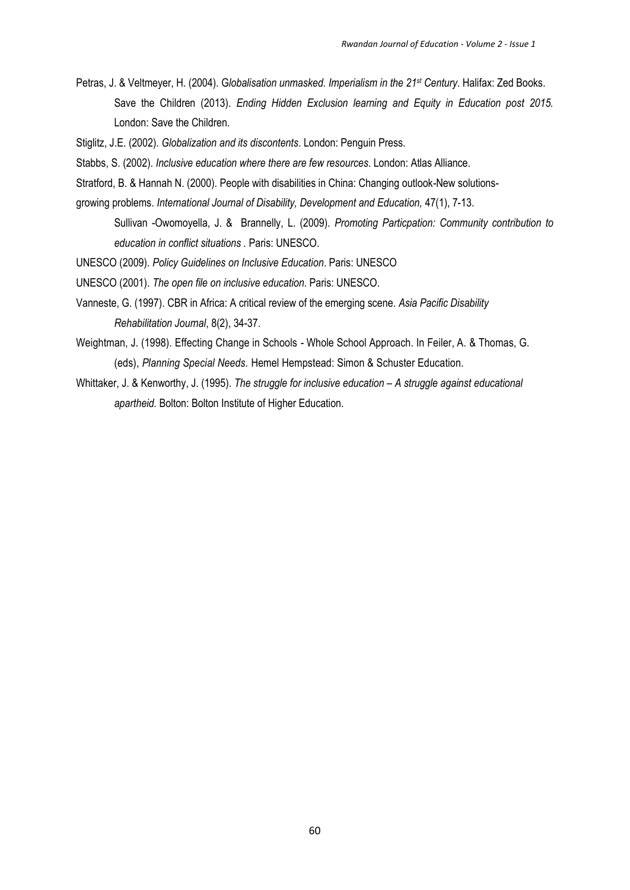Petras, J. & Veltmeyer, H. (2004). G*lobalisation unmasked. Imperialism in the 21st Century*. Halifax: Zed Books.

Save the Children (2013). *Ending Hidden Exclusion learning and Equity in Education post 2015.* London: Save the Children.

Stiglitz, J.E. (2002). *Globalization and its discontents*. London: Penguin Press.

Stabbs, S. (2002). *Inclusive education where there are few resources*. London: Atlas Alliance.

Stratford, B. & Hannah N. (2000). People with disabilities in China: Changing outlook-New solutions-growing problems. *International Journal of Disability, Development and Education,* 47(1), 7-13.

Sullivan -Owomoyella, J. & Brannelly, L. (2009). *Promoting Particpation: Community contribution to education in conflict situations .* Paris: UNESCO.

UNESCO (2009). *Policy Guidelines on Inclusive Education*. Paris: UNESCO

UNESCO (2001). *The open file on inclusive education*. Paris: UNESCO.

Vanneste, G. (1997). CBR in Africa: A critical review of the emerging scene. *Asia Pacific Disability Rehabilitation Journal*, 8(2), 34-37.

Weightman, J. (1998). Effecting Change in Schools - Whole School Approach. In Feiler, A. & Thomas, G. (eds), *Planning Special Needs.* Hemel Hempstead: Simon & Schuster Education.

Whittaker, J. & Kenworthy, J. (1995). *The struggle for inclusive education – A struggle against educational apartheid.* Bolton: Bolton Institute of Higher Education.